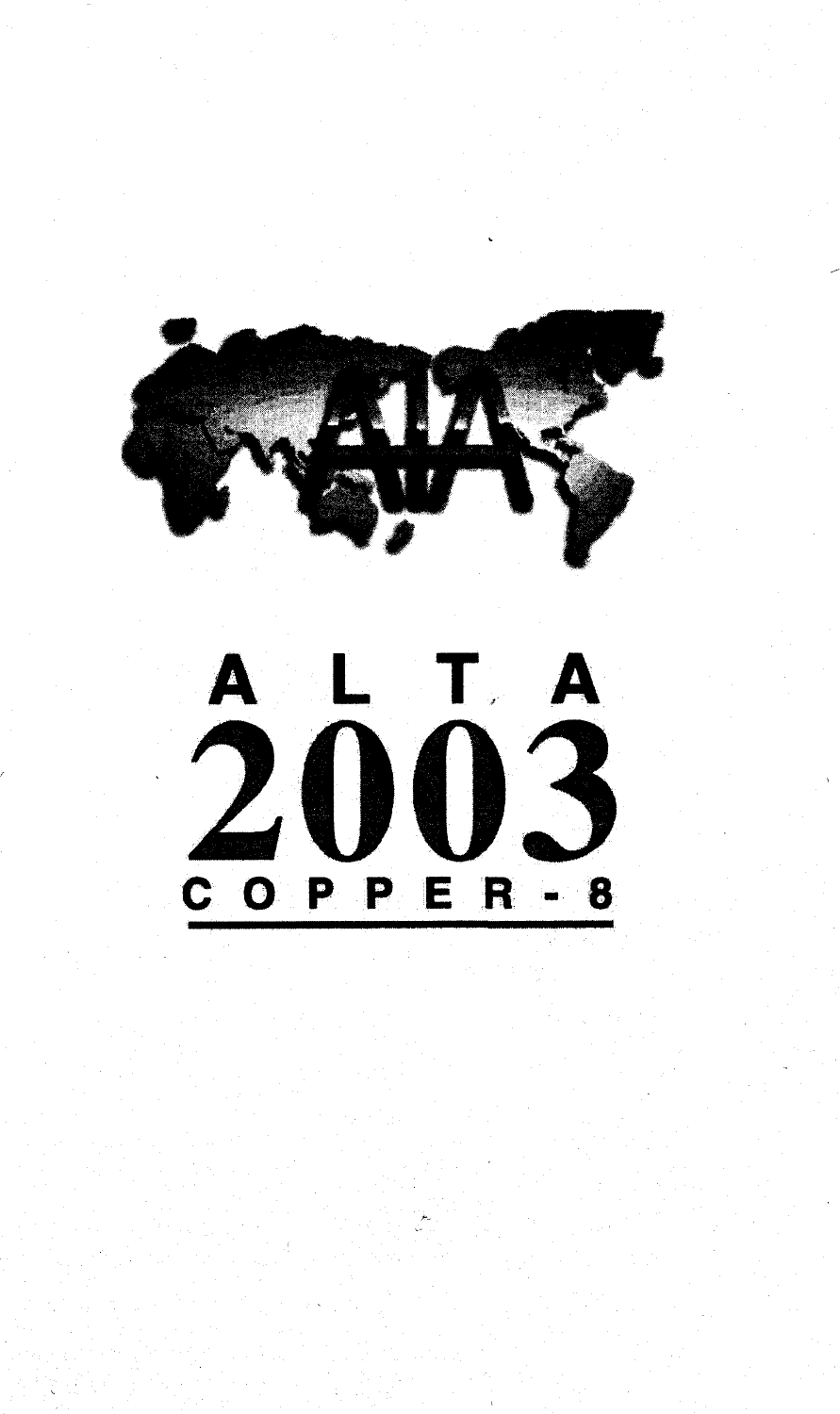# ALTA 2003

## COPPER - 8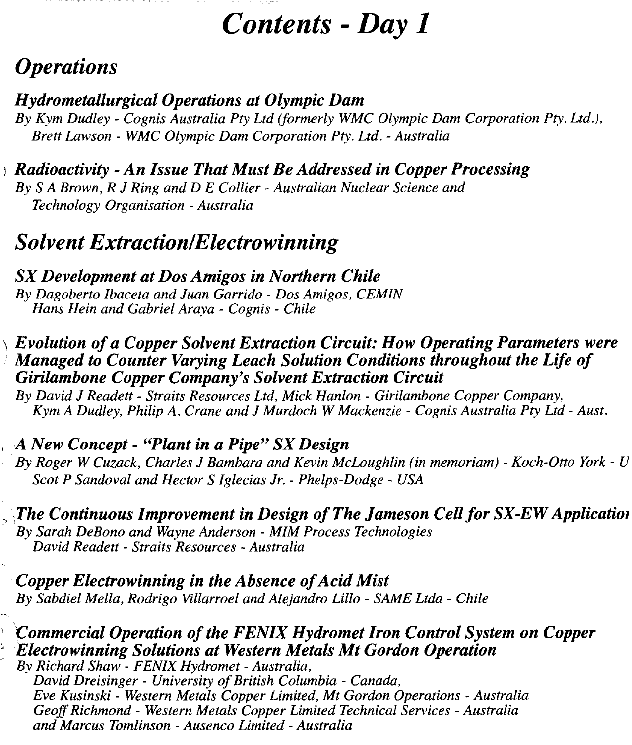# Contents - Day 1

## Operations

### Hydrometallurgical Operations at Olympic Dam

*By Kym Dudley - Cognis Australia Pty Ltd (formerly WMC Olympic Dam Corporation Pty. Ltd.), Brett Lawson - WMC Olympic Dam Corporation Pty. Ltd. - Australia*

### Radioactivity - An Issue That Must Be Addressed in Copper Processing

*By S A Brown, R J Ring and D E Collier - Australian Nuclear Science and Technology Organisation - Australia*

## Solvent Extraction/Electrowinning

### SX Development at Dos Amigos in Northern Chile

*By Dagoberto Ibaceta and Juan Garrido - Dos Amigos, CEMIN Hans Hein and Gabriel Araya - Cognis - Chile*

### Evolution of a Copper Solvent Extraction Circuit: How Operating Parameters were Managed to Counter Varying Leach Solution Conditions throughout the Life of Girilambone Copper Company's Solvent Extraction Circuit

*By David J Readett - Straits Resources Ltd, Mick Hanlon - Girilambone Copper Company, Kym A Dudley, Philip A. Crane and J Murdoch W Mackenzie - Cognis Australia Pty Ltd - Aust.*

### A New Concept - "Plant in a Pipe" SX Design

*By Roger W Cuzack, Charles J Bambara and Kevin McLoughlin (in memoriam) - Koch-Otto York - U Scot P Sandoval and Hector S Iglecias Jr. - Phelps-Dodge - USA*

### The Continuous Improvement in Design of The Jameson Cell for SX-EW Applicatio

*By Sarah DeBono and Wayne Anderson - MIM Process Technologies David Readett - Straits Resources - Australia*

### Copper Electrowinning in the Absence of Acid Mist

*By Sabdiel Mella, Rodrigo Villarroel and Alejandro Lillo - SAME Ltda - Chile*

### Commercial Operation of the FENIX Hydromet Iron Control System on Copper Electrowinning Solutions at Western Metals Mt Gordon Operation

*By Richard Shaw - FENIX Hydromet - Australia,
David Dreisinger - University of British Columbia - Canada,
Eve Kusinski - Western Metals Copper Limited, Mt Gordon Operations - Australia
Geoff Richmond - Western Metals Copper Limited Technical Services - Australia
and Marcus Tomlinson - Ausenco Limited - Australia*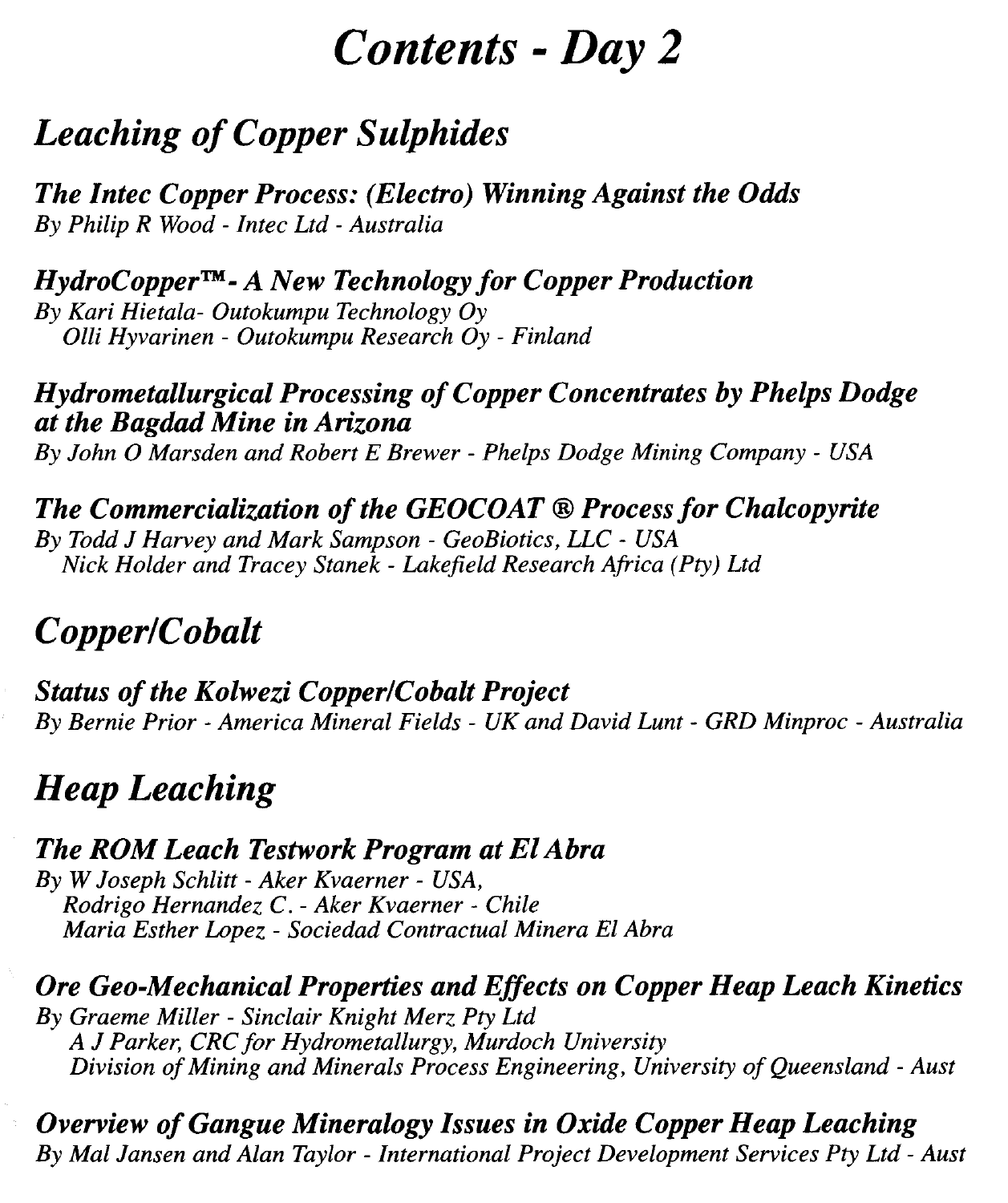# *Contents - Day 2*

## *Leaching of Copper Sulphides*

### *The Intec Copper Process: (Electro) Winning Against the Odds*

*By Philip R Wood - Intec Ltd - Australia*

### *HydroCopper™ - A New Technology for Copper Production*

*By Kari Hietala- Outokumpu Technology Oy*
*Olli Hyvarinen - Outokumpu Research Oy - Finland*

### *Hydrometallurgical Processing of Copper Concentrates by Phelps Dodge at the Bagdad Mine in Arizona*

*By John O Marsden and Robert E Brewer - Phelps Dodge Mining Company - USA*

### *The Commercialization of the GEOCOAT ® Process for Chalcopyrite*

*By Todd J Harvey and Mark Sampson - GeoBiotics, LLC - USA*
*Nick Holder and Tracey Stanek - Lakefield Research Africa (Pty) Ltd*

## *Copper/Cobalt*

### *Status of the Kolwezi Copper/Cobalt Project*

*By Bernie Prior - America Mineral Fields - UK and David Lunt - GRD Minproc - Australia*

## *Heap Leaching*

### *The ROM Leach Testwork Program at El Abra*

*By W Joseph Schlitt - Aker Kvaerner - USA,*
*Rodrigo Hernandez C. - Aker Kvaerner - Chile*
*Maria Esther Lopez - Sociedad Contractual Minera El Abra*

### *Ore Geo-Mechanical Properties and Effects on Copper Heap Leach Kinetics*

*By Graeme Miller - Sinclair Knight Merz Pty Ltd*
*A J Parker, CRC for Hydrometallurgy, Murdoch University*
*Division of Mining and Minerals Process Engineering, University of Queensland - Aust*

### *Overview of Gangue Mineralogy Issues in Oxide Copper Heap Leaching*

*By Mal Jansen and Alan Taylor - International Project Development Services Pty Ltd - Aust*